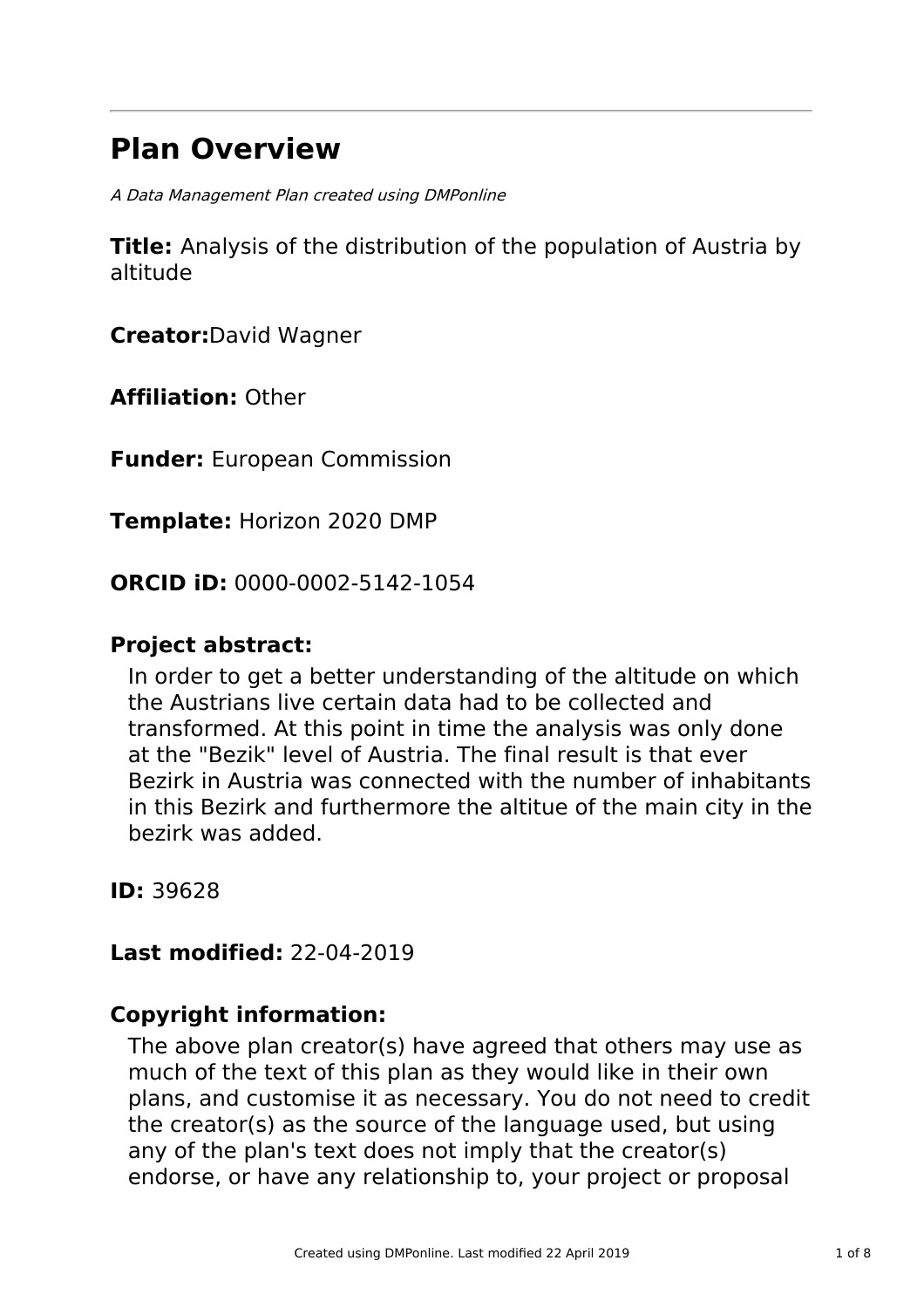# Plan Overview

*A Data Management Plan created using DMPonline*

**Title:** Analysis of the distribution of the population of Austria by altitude

**Creator:**David Wagner

**Affiliation:** Other

**Funder:** European Commission

**Template:** Horizon 2020 DMP

**ORCID iD:** 0000-0002-5142-1054

## Project abstract:

In order to get a better understanding of the altitude on which the Austrians live certain data had to be collected and transformed. At this point in time the analysis was only done at the "Bezik" level of Austria. The final result is that ever Bezirk in Austria was connected with the number of inhabitants in this Bezirk and furthermore the altitue of the main city in the bezirk was added.

**ID:** 39628

**Last modified:** 22-04-2019

## Copyright information:

The above plan creator(s) have agreed that others may use as much of the text of this plan as they would like in their own plans, and customise it as necessary. You do not need to credit the creator(s) as the source of the language used, but using any of the plan's text does not imply that the creator(s) endorse, or have any relationship to, your project or proposal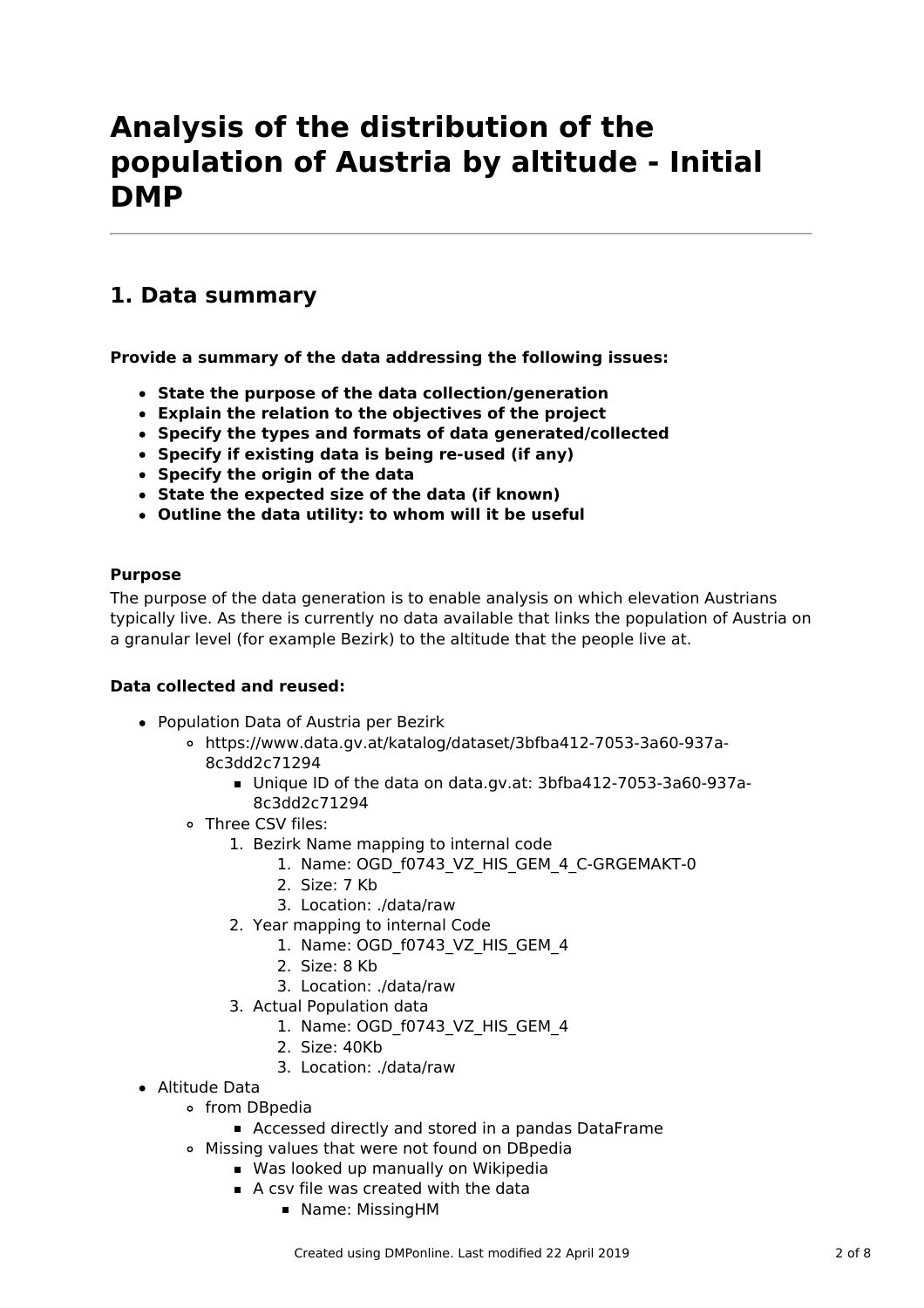# Analysis of the distribution of the population of Austria by altitude - Initial DMP

## 1. Data summary

**Provide a summary of the data addressing the following issues:**

- **State the purpose of the data collection/generation**
- **Explain the relation to the objectives of the project**
- **Specify the types and formats of data generated/collected**
- **Specify if existing data is being re-used (if any)**
- **Specify the origin of the data**
- **State the expected size of the data (if known)**
- **Outline the data utility: to whom will it be useful**

**Purpose**

The purpose of the data generation is to enable analysis on which elevation Austrians typically live. As there is currently no data available that links the population of Austria on a granular level (for example Bezirk) to the altitude that the people live at.

**Data collected and reused:**

- Population Data of Austria per Bezirk
  - https://www.data.gv.at/katalog/dataset/3bfba412-7053-3a60-937a-8c3dd2c71294
    - Unique ID of the data on data.gv.at: 3bfba412-7053-3a60-937a-8c3dd2c71294
  - Three CSV files:
    1. Bezirk Name mapping to internal code
       1. Name: OGD_f0743_VZ_HIS_GEM_4_C-GRGEMAKT-0
       2. Size: 7 Kb
       3. Location: ./data/raw
    2. Year mapping to internal Code
       1. Name: OGD_f0743_VZ_HIS_GEM_4
       2. Size: 8 Kb
       3. Location: ./data/raw
    3. Actual Population data
       1. Name: OGD_f0743_VZ_HIS_GEM_4
       2. Size: 40Kb
       3. Location: ./data/raw
- Altitude Data
  - from DBpedia
    - Accessed directly and stored in a pandas DataFrame
  - Missing values that were not found on DBpedia
    - Was looked up manually on Wikipedia
    - A csv file was created with the data
      - Name: MissingHM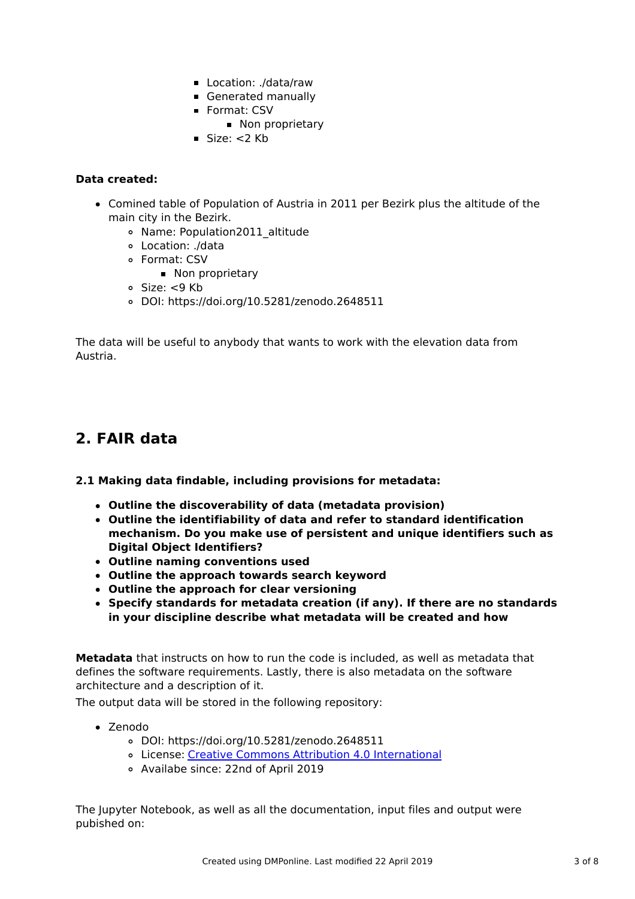- Location: ./data/raw
    - Generated manually
    - Format: CSV
        - Non proprietary
    - Size: <2 Kb

**Data created:**

- Comined table of Population of Austria in 2011 per Bezirk plus the altitude of the main city in the Bezirk.
    - Name: Population2011_altitude
    - Location: ./data
    - Format: CSV
        - Non proprietary
    - Size: <9 Kb
    - DOI: https://doi.org/10.5281/zenodo.2648511

The data will be useful to anybody that wants to work with the elevation data from Austria.

## 2. FAIR data

**2.1 Making data findable, including provisions for metadata:**

- **Outline the discoverability of data (metadata provision)**
- **Outline the identifiability of data and refer to standard identification mechanism. Do you make use of persistent and unique identifiers such as Digital Object Identifiers?**
- **Outline naming conventions used**
- **Outline the approach towards search keyword**
- **Outline the approach for clear versioning**
- **Specify standards for metadata creation (if any). If there are no standards in your discipline describe what metadata will be created and how**

**Metadata** that instructs on how to run the code is included, as well as metadata that defines the software requirements. Lastly, there is also metadata on the software architecture and a description of it.

The output data will be stored in the following repository:

- Zenodo
    - DOI: https://doi.org/10.5281/zenodo.2648511
    - License: Creative Commons Attribution 4.0 International
    - Availabe since: 22nd of April 2019

The Jupyter Notebook, as well as all the documentation, input files and output were pubished on: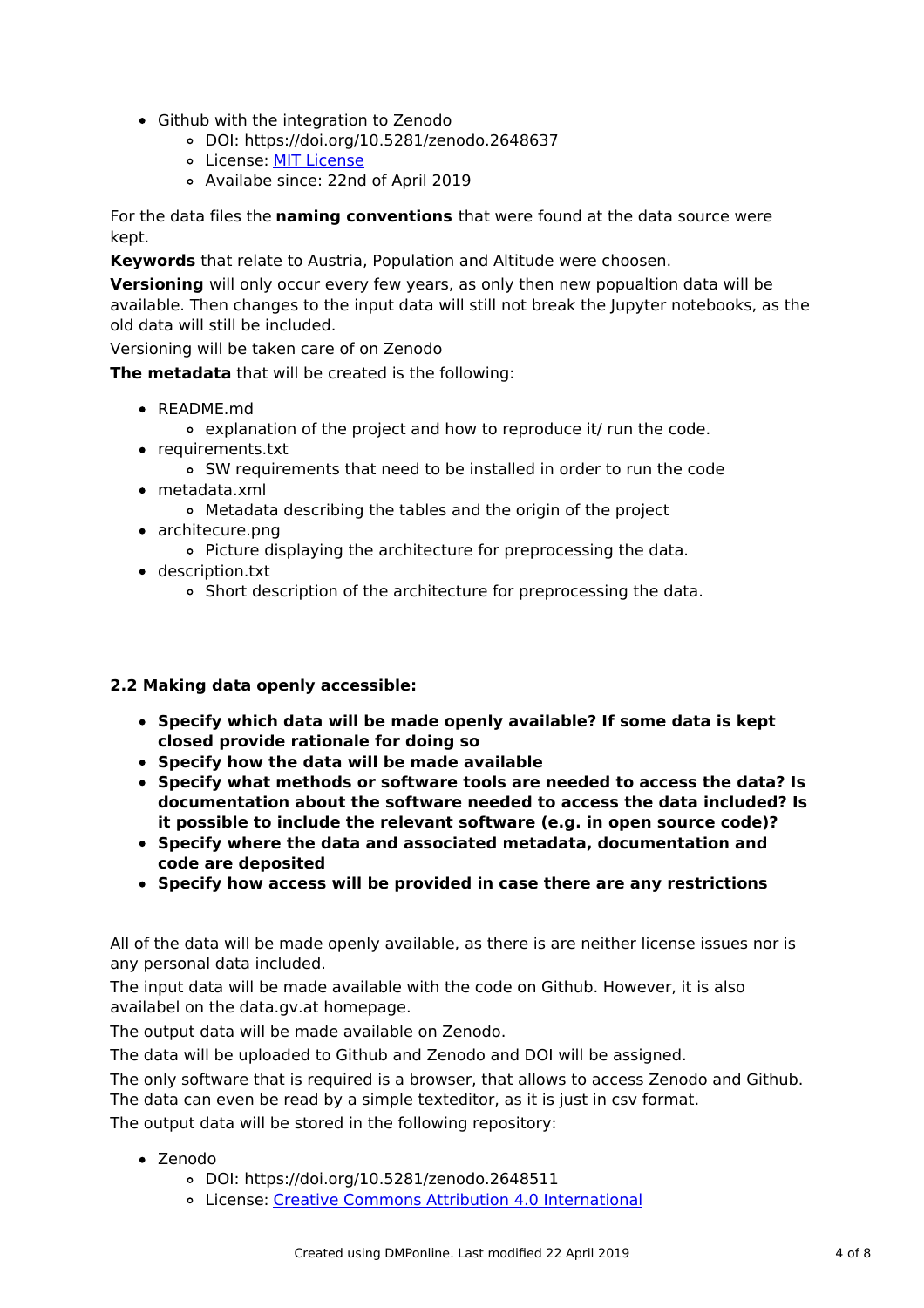- Github with the integration to Zenodo
  - DOI: https://doi.org/10.5281/zenodo.2648637
  - License: [MIT License]
  - Availabe since: 22nd of April 2019

For the data files the **naming conventions** that were found at the data source were kept.

**Keywords** that relate to Austria, Population and Altitude were choosen.

**Versioning** will only occur every few years, as only then new popualtion data will be available. Then changes to the input data will still not break the Jupyter notebooks, as the old data will still be included.

Versioning will be taken care of on Zenodo

**The metadata** that will be created is the following:

- README.md
  - explanation of the project and how to reproduce it/ run the code.
- requirements.txt
  - SW requirements that need to be installed in order to run the code
- metadata.xml
  - Metadata describing the tables and the origin of the project
- architecure.png
  - Picture displaying the architecture for preprocessing the data.
- description.txt
  - Short description of the architecture for preprocessing the data.

### 2.2 Making data openly accessible:

- **Specify which data will be made openly available? If some data is kept closed provide rationale for doing so**
- **Specify how the data will be made available**
- **Specify what methods or software tools are needed to access the data? Is documentation about the software needed to access the data included? Is it possible to include the relevant software (e.g. in open source code)?**
- **Specify where the data and associated metadata, documentation and code are deposited**
- **Specify how access will be provided in case there are any restrictions**

All of the data will be made openly available, as there is are neither license issues nor is any personal data included.

The input data will be made available with the code on Github. However, it is also availabel on the data.gv.at homepage.

The output data will be made available on Zenodo.

The data will be uploaded to Github and Zenodo and DOI will be assigned.

The only software that is required is a browser, that allows to access Zenodo and Github. The data can even be read by a simple texteditor, as it is just in csv format.

The output data will be stored in the following repository:

- Zenodo
  - DOI: https://doi.org/10.5281/zenodo.2648511
  - License: [Creative Commons Attribution 4.0 International]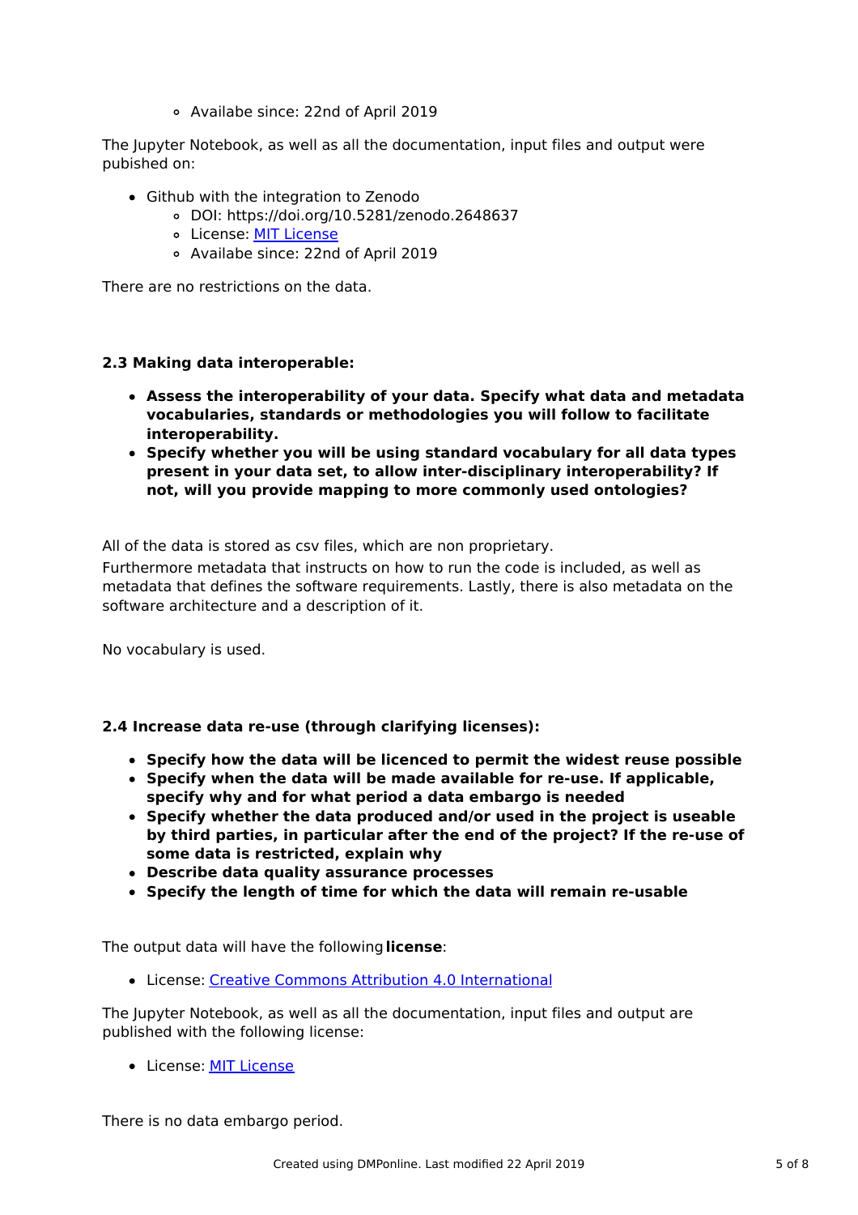- Availabe since: 22nd of April 2019

The Jupyter Notebook, as well as all the documentation, input files and output were pubished on:

- Github with the integration to Zenodo
  - DOI: https://doi.org/10.5281/zenodo.2648637
  - License: MIT License
  - Availabe since: 22nd of April 2019

There are no restrictions on the data.

### 2.3 Making data interoperable:

- **Assess the interoperability of your data. Specify what data and metadata vocabularies, standards or methodologies you will follow to facilitate interoperability.**
- **Specify whether you will be using standard vocabulary for all data types present in your data set, to allow inter-disciplinary interoperability? If not, will you provide mapping to more commonly used ontologies?**

All of the data is stored as csv files, which are non proprietary.

Furthermore metadata that instructs on how to run the code is included, as well as metadata that defines the software requirements. Lastly, there is also metadata on the software architecture and a description of it.

No vocabulary is used.

### 2.4 Increase data re-use (through clarifying licenses):

- **Specify how the data will be licenced to permit the widest reuse possible**
- **Specify when the data will be made available for re-use. If applicable, specify why and for what period a data embargo is needed**
- **Specify whether the data produced and/or used in the project is useable by third parties, in particular after the end of the project? If the re-use of some data is restricted, explain why**
- **Describe data quality assurance processes**
- **Specify the length of time for which the data will remain re-usable**

The output data will have the following **license**:

- License: Creative Commons Attribution 4.0 International

The Jupyter Notebook, as well as all the documentation, input files and output are published with the following license:

- License: MIT License

There is no data embargo period.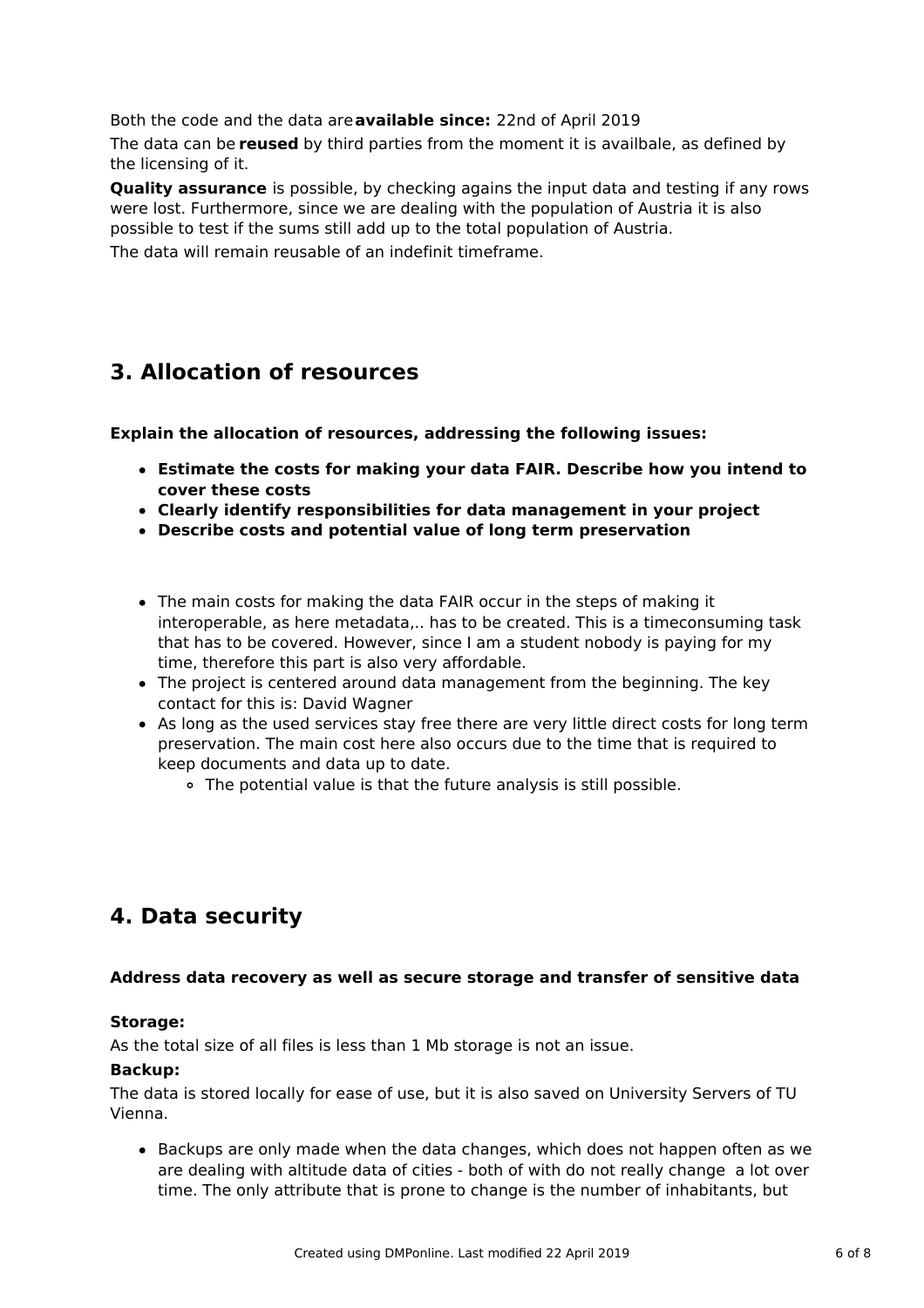Both the code and the data are **available since:** 22nd of April 2019

The data can be **reused** by third parties from the moment it is availbale, as defined by the licensing of it.

**Quality assurance** is possible, by checking agains the input data and testing if any rows were lost. Furthermore, since we are dealing with the population of Austria it is also possible to test if the sums still add up to the total population of Austria.

The data will remain reusable of an indefinit timeframe.

## 3. Allocation of resources

**Explain the allocation of resources, addressing the following issues:**

- **Estimate the costs for making your data FAIR. Describe how you intend to cover these costs**
- **Clearly identify responsibilities for data management in your project**
- **Describe costs and potential value of long term preservation**

- The main costs for making the data FAIR occur in the steps of making it interoperable, as here metadata,.. has to be created. This is a timeconsuming task that has to be covered. However, since I am a student nobody is paying for my time, therefore this part is also very affordable.
- The project is centered around data management from the beginning. The key contact for this is: David Wagner
- As long as the used services stay free there are very little direct costs for long term preservation. The main cost here also occurs due to the time that is required to keep documents and data up to date.
    - The potential value is that the future analysis is still possible.

## 4. Data security

**Address data recovery as well as secure storage and transfer of sensitive data**

**Storage:**

As the total size of all files is less than 1 Mb storage is not an issue.

**Backup:**

The data is stored locally for ease of use, but it is also saved on University Servers of TU Vienna.

- Backups are only made when the data changes, which does not happen often as we are dealing with altitude data of cities - both of with do not really change a lot over time. The only attribute that is prone to change is the number of inhabitants, but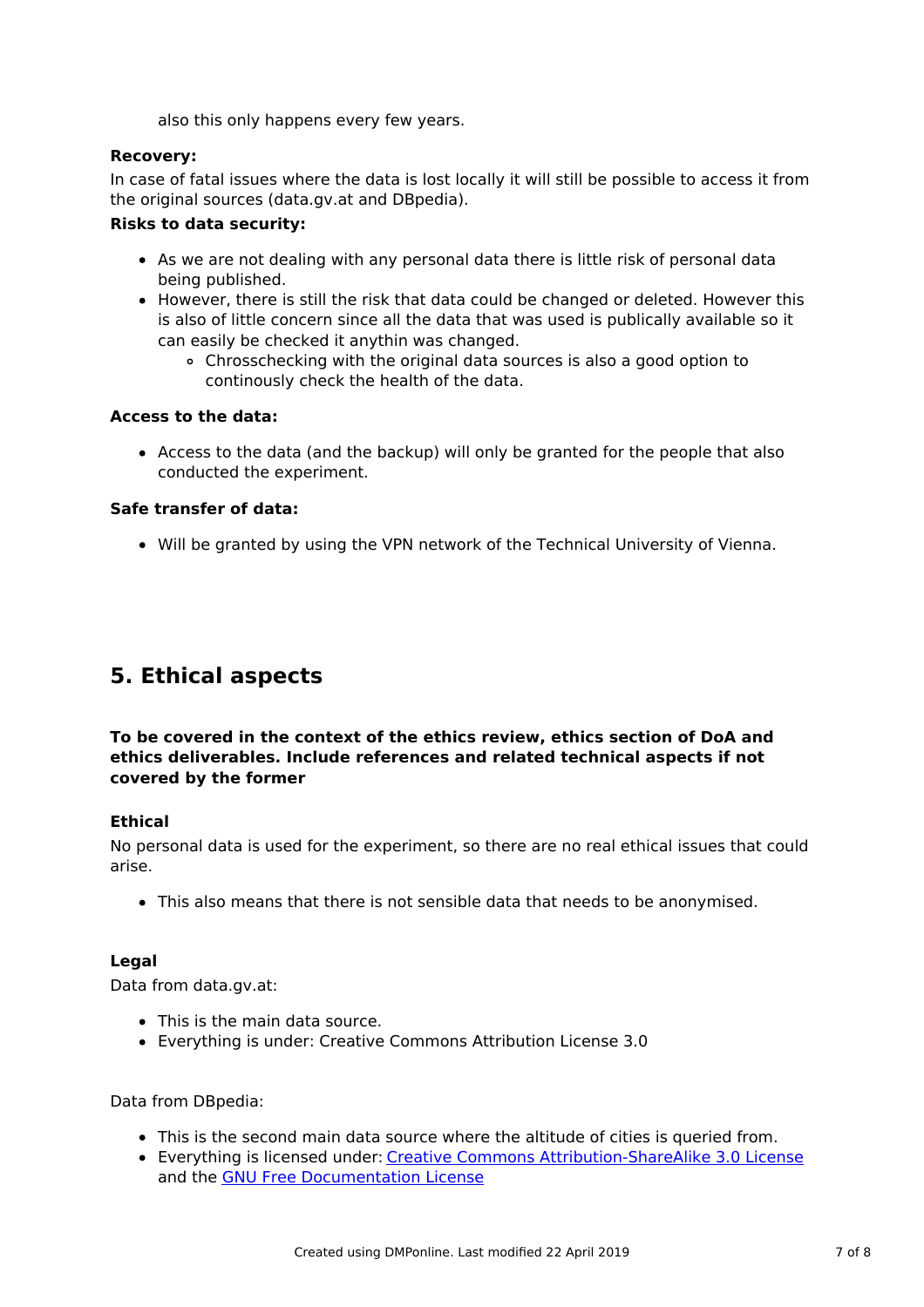also this only happens every few years.

**Recovery:**

In case of fatal issues where the data is lost locally it will still be possible to access it from the original sources (data.gv.at and DBpedia).

**Risks to data security:**

- As we are not dealing with any personal data there is little risk of personal data being published.
- However, there is still the risk that data could be changed or deleted. However this is also of little concern since all the data that was used is publically available so it can easily be checked it anythin was changed.
  - Chrosschecking with the original data sources is also a good option to continously check the health of the data.

**Access to the data:**

- Access to the data (and the backup) will only be granted for the people that also conducted the experiment.

**Safe transfer of data:**

- Will be granted by using the VPN network of the Technical University of Vienna.

# 5. Ethical aspects

**To be covered in the context of the ethics review, ethics section of DoA and ethics deliverables. Include references and related technical aspects if not covered by the former**

**Ethical**

No personal data is used for the experiment, so there are no real ethical issues that could arise.

- This also means that there is not sensible data that needs to be anonymised.

**Legal**

Data from data.gv.at:

- This is the main data source.
- Everything is under: Creative Commons Attribution License 3.0

Data from DBpedia:

- This is the second main data source where the altitude of cities is queried from.
- Everything is licensed under: Creative Commons Attribution-ShareAlike 3.0 License and the GNU Free Documentation License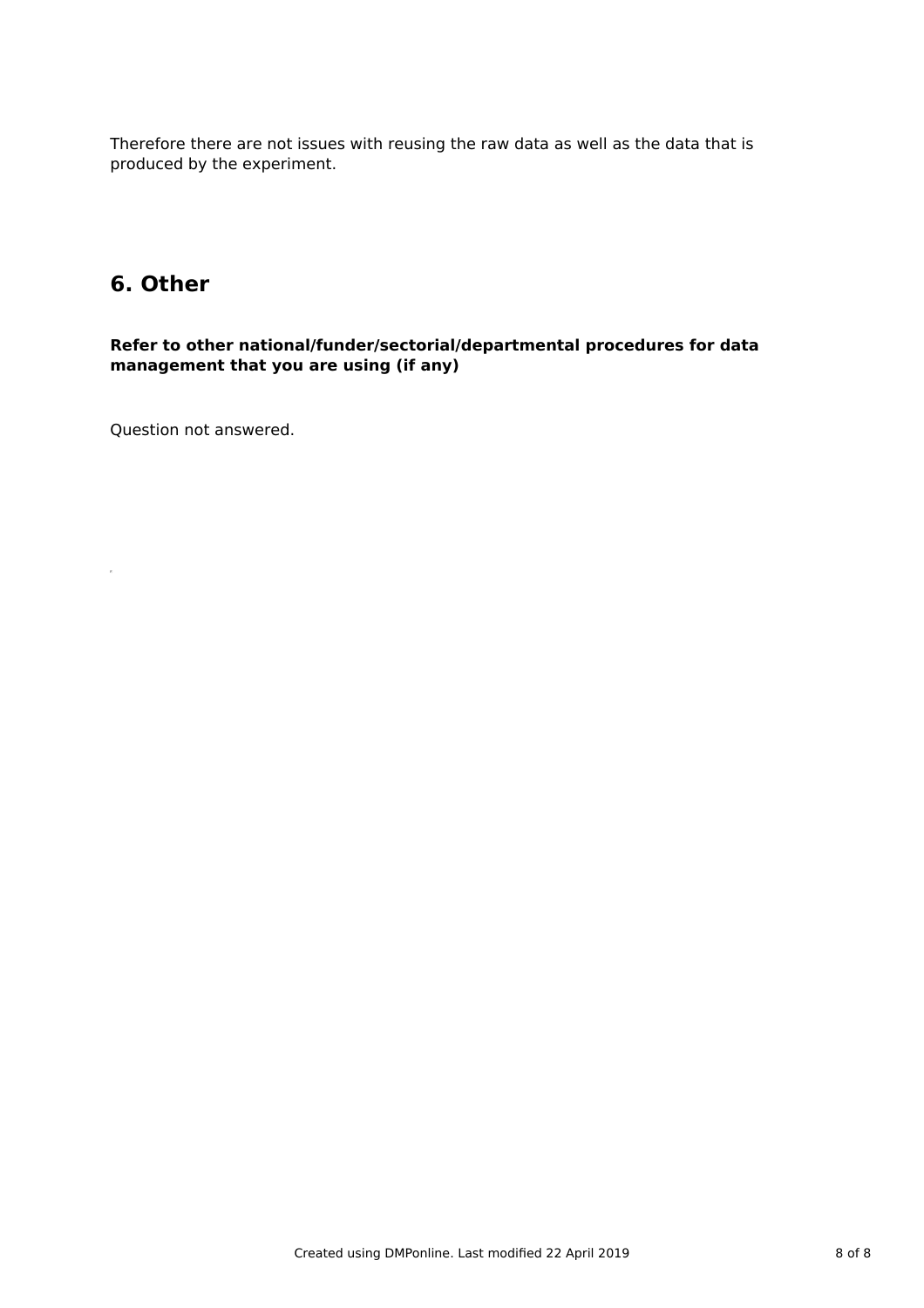Therefore there are not issues with reusing the raw data as well as the data that is produced by the experiment.

## 6. Other

**Refer to other national/funder/sectorial/departmental procedures for data management that you are using (if any)**

Question not answered.